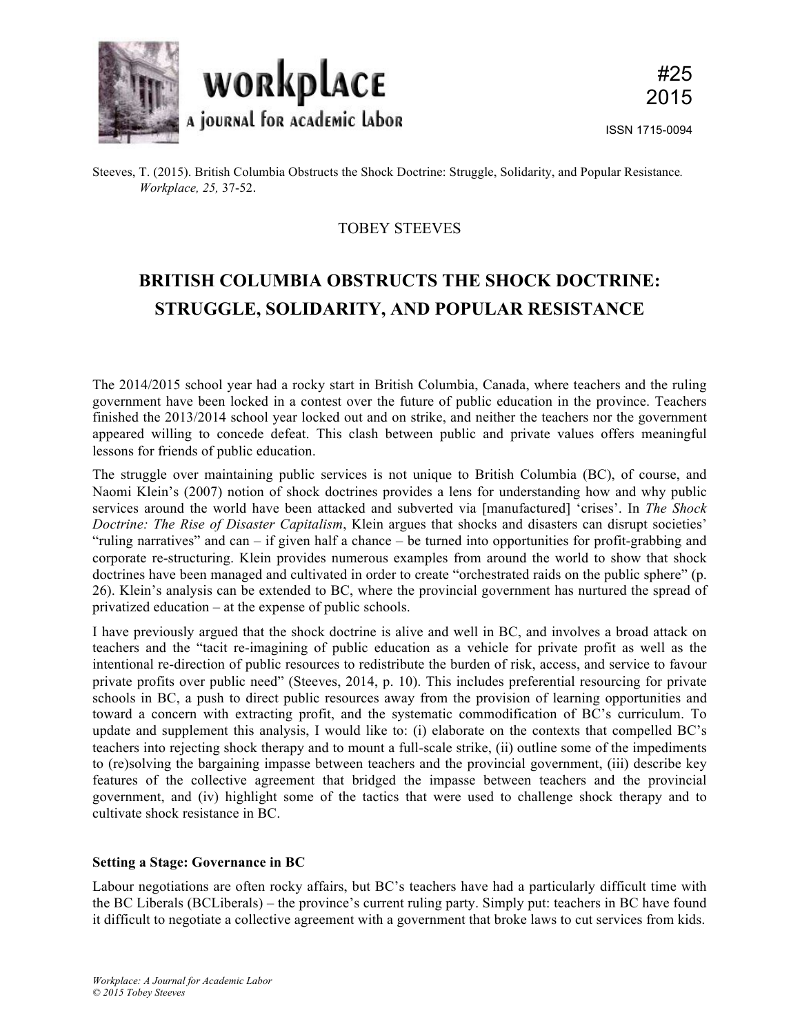workplace

a journal for academic labor

#25
2015

ISSN 1715-0094

Steeves, T. (2015). British Columbia Obstructs the Shock Doctrine: Struggle, Solidarity, and Popular Resistance. *Workplace, 25,* 37-52.

TOBEY STEEVES

# BRITISH COLUMBIA OBSTRUCTS THE SHOCK DOCTRINE: STRUGGLE, SOLIDARITY, AND POPULAR RESISTANCE

The 2014/2015 school year had a rocky start in British Columbia, Canada, where teachers and the ruling government have been locked in a contest over the future of public education in the province. Teachers finished the 2013/2014 school year locked out and on strike, and neither the teachers nor the government appeared willing to concede defeat. This clash between public and private values offers meaningful lessons for friends of public education.

The struggle over maintaining public services is not unique to British Columbia (BC), of course, and Naomi Klein's (2007) notion of shock doctrines provides a lens for understanding how and why public services around the world have been attacked and subverted via [manufactured] 'crises'. In *The Shock Doctrine: The Rise of Disaster Capitalism*, Klein argues that shocks and disasters can disrupt societies' "ruling narratives" and can – if given half a chance – be turned into opportunities for profit-grabbing and corporate re-structuring. Klein provides numerous examples from around the world to show that shock doctrines have been managed and cultivated in order to create "orchestrated raids on the public sphere" (p. 26). Klein's analysis can be extended to BC, where the provincial government has nurtured the spread of privatized education – at the expense of public schools.

I have previously argued that the shock doctrine is alive and well in BC, and involves a broad attack on teachers and the "tacit re-imagining of public education as a vehicle for private profit as well as the intentional re-direction of public resources to redistribute the burden of risk, access, and service to favour private profits over public need" (Steeves, 2014, p. 10). This includes preferential resourcing for private schools in BC, a push to direct public resources away from the provision of learning opportunities and toward a concern with extracting profit, and the systematic commodification of BC's curriculum. To update and supplement this analysis, I would like to: (i) elaborate on the contexts that compelled BC's teachers into rejecting shock therapy and to mount a full-scale strike, (ii) outline some of the impediments to (re)solving the bargaining impasse between teachers and the provincial government, (iii) describe key features of the collective agreement that bridged the impasse between teachers and the provincial government, and (iv) highlight some of the tactics that were used to challenge shock therapy and to cultivate shock resistance in BC.

**Setting a Stage: Governance in BC**

Labour negotiations are often rocky affairs, but BC's teachers have had a particularly difficult time with the BC Liberals (BCLiberals) – the province's current ruling party. Simply put: teachers in BC have found it difficult to negotiate a collective agreement with a government that broke laws to cut services from kids.

*Workplace: A Journal for Academic Labor*
*© 2015 Tobey Steeves*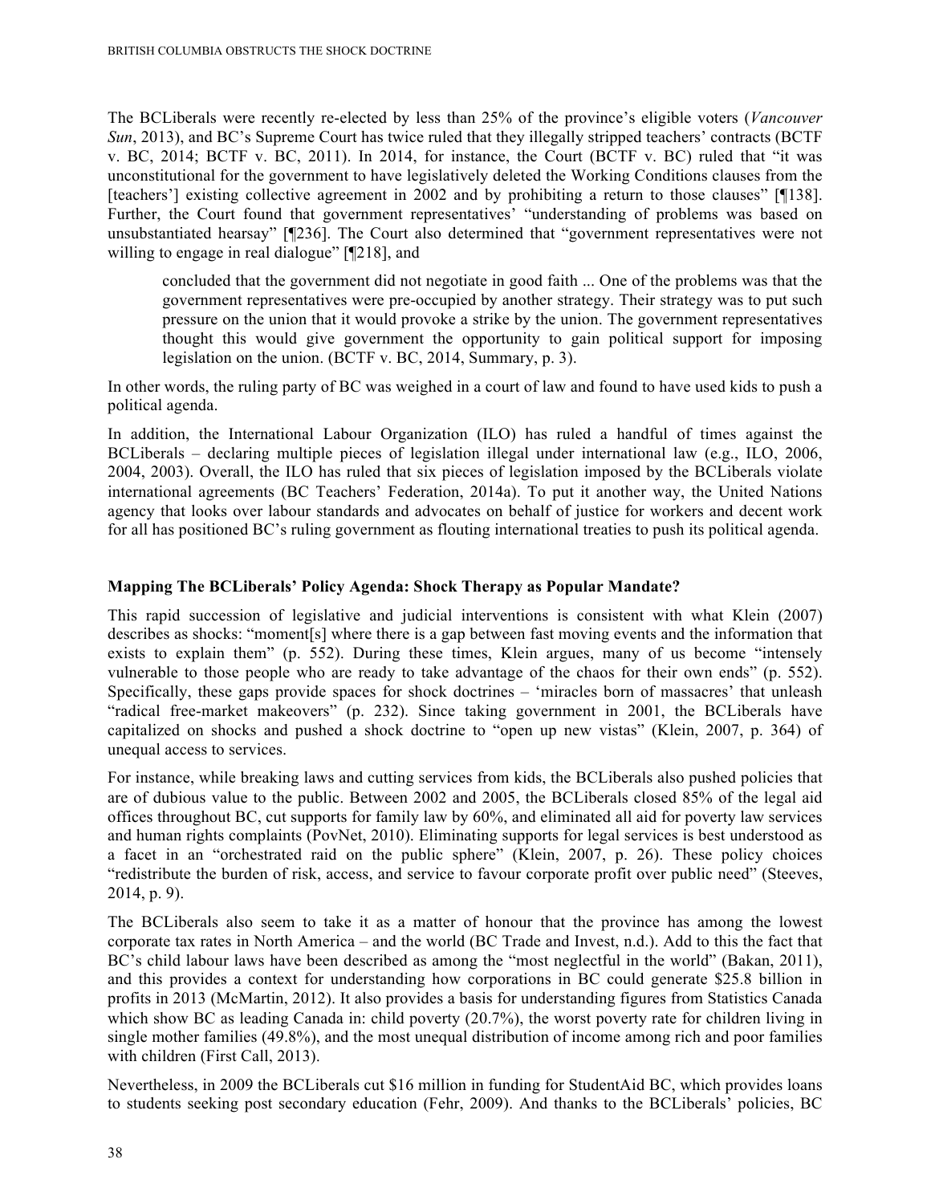The BCLiberals were recently re-elected by less than 25% of the province's eligible voters (*Vancouver Sun*, 2013), and BC's Supreme Court has twice ruled that they illegally stripped teachers' contracts (BCTF v. BC, 2014; BCTF v. BC, 2011). In 2014, for instance, the Court (BCTF v. BC) ruled that "it was unconstitutional for the government to have legislatively deleted the Working Conditions clauses from the [teachers'] existing collective agreement in 2002 and by prohibiting a return to those clauses" [¶138]. Further, the Court found that government representatives' "understanding of problems was based on unsubstantiated hearsay" [¶236]. The Court also determined that "government representatives were not willing to engage in real dialogue" [¶218], and

> concluded that the government did not negotiate in good faith ... One of the problems was that the government representatives were pre-occupied by another strategy. Their strategy was to put such pressure on the union that it would provoke a strike by the union. The government representatives thought this would give government the opportunity to gain political support for imposing legislation on the union. (BCTF v. BC, 2014, Summary, p. 3).

In other words, the ruling party of BC was weighed in a court of law and found to have used kids to push a political agenda.

In addition, the International Labour Organization (ILO) has ruled a handful of times against the BCLiberals – declaring multiple pieces of legislation illegal under international law (e.g., ILO, 2006, 2004, 2003). Overall, the ILO has ruled that six pieces of legislation imposed by the BCLiberals violate international agreements (BC Teachers' Federation, 2014a). To put it another way, the United Nations agency that looks over labour standards and advocates on behalf of justice for workers and decent work for all has positioned BC's ruling government as flouting international treaties to push its political agenda.

### Mapping The BCLiberals' Policy Agenda: Shock Therapy as Popular Mandate?

This rapid succession of legislative and judicial interventions is consistent with what Klein (2007) describes as shocks: "moment[s] where there is a gap between fast moving events and the information that exists to explain them" (p. 552). During these times, Klein argues, many of us become "intensely vulnerable to those people who are ready to take advantage of the chaos for their own ends" (p. 552). Specifically, these gaps provide spaces for shock doctrines – 'miracles born of massacres' that unleash "radical free-market makeovers" (p. 232). Since taking government in 2001, the BCLiberals have capitalized on shocks and pushed a shock doctrine to "open up new vistas" (Klein, 2007, p. 364) of unequal access to services.

For instance, while breaking laws and cutting services from kids, the BCLiberals also pushed policies that are of dubious value to the public. Between 2002 and 2005, the BCLiberals closed 85% of the legal aid offices throughout BC, cut supports for family law by 60%, and eliminated all aid for poverty law services and human rights complaints (PovNet, 2010). Eliminating supports for legal services is best understood as a facet in an "orchestrated raid on the public sphere" (Klein, 2007, p. 26). These policy choices "redistribute the burden of risk, access, and service to favour corporate profit over public need" (Steeves, 2014, p. 9).

The BCLiberals also seem to take it as a matter of honour that the province has among the lowest corporate tax rates in North America – and the world (BC Trade and Invest, n.d.). Add to this the fact that BC's child labour laws have been described as among the "most neglectful in the world" (Bakan, 2011), and this provides a context for understanding how corporations in BC could generate $25.8 billion in profits in 2013 (McMartin, 2012). It also provides a basis for understanding figures from Statistics Canada which show BC as leading Canada in: child poverty (20.7%), the worst poverty rate for children living in single mother families (49.8%), and the most unequal distribution of income among rich and poor families with children (First Call, 2013).

Nevertheless, in 2009 the BCLiberals cut $16 million in funding for StudentAid BC, which provides loans to students seeking post secondary education (Fehr, 2009). And thanks to the BCLiberals' policies, BC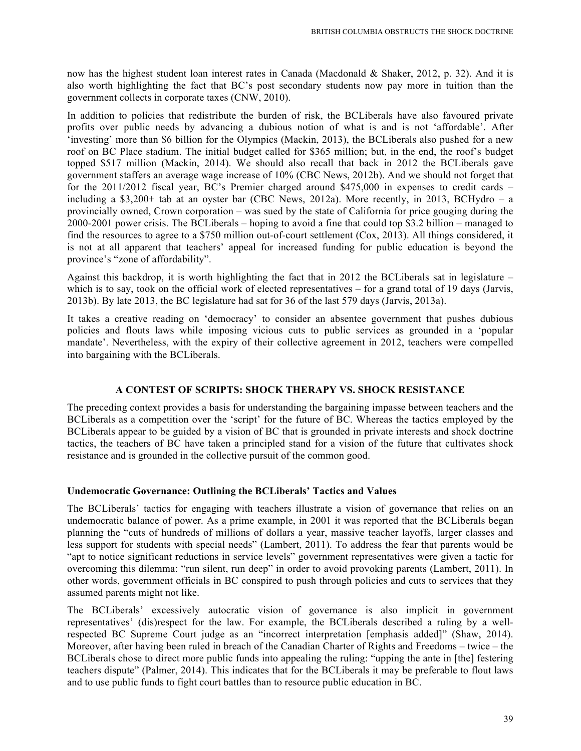now has the highest student loan interest rates in Canada (Macdonald & Shaker, 2012, p. 32). And it is also worth highlighting the fact that BC's post secondary students now pay more in tuition than the government collects in corporate taxes (CNW, 2010).

In addition to policies that redistribute the burden of risk, the BCLiberals have also favoured private profits over public needs by advancing a dubious notion of what is and is not 'affordable'. After 'investing' more than $6 billion for the Olympics (Mackin, 2013), the BCLiberals also pushed for a new roof on BC Place stadium. The initial budget called for $365 million; but, in the end, the roof's budget topped $517 million (Mackin, 2014). We should also recall that back in 2012 the BCLiberals gave government staffers an average wage increase of 10% (CBC News, 2012b). And we should not forget that for the 2011/2012 fiscal year, BC's Premier charged around $475,000 in expenses to credit cards – including a $3,200+ tab at an oyster bar (CBC News, 2012a). More recently, in 2013, BCHydro – a provincially owned, Crown corporation – was sued by the state of California for price gouging during the 2000-2001 power crisis. The BCLiberals – hoping to avoid a fine that could top $3.2 billion – managed to find the resources to agree to a $750 million out-of-court settlement (Cox, 2013). All things considered, it is not at all apparent that teachers' appeal for increased funding for public education is beyond the province's "zone of affordability".

Against this backdrop, it is worth highlighting the fact that in 2012 the BCLiberals sat in legislature – which is to say, took on the official work of elected representatives – for a grand total of 19 days (Jarvis, 2013b). By late 2013, the BC legislature had sat for 36 of the last 579 days (Jarvis, 2013a).

It takes a creative reading on 'democracy' to consider an absentee government that pushes dubious policies and flouts laws while imposing vicious cuts to public services as grounded in a 'popular mandate'. Nevertheless, with the expiry of their collective agreement in 2012, teachers were compelled into bargaining with the BCLiberals.

## A CONTEST OF SCRIPTS: SHOCK THERAPY VS. SHOCK RESISTANCE

The preceding context provides a basis for understanding the bargaining impasse between teachers and the BCLiberals as a competition over the 'script' for the future of BC. Whereas the tactics employed by the BCLiberals appear to be guided by a vision of BC that is grounded in private interests and shock doctrine tactics, the teachers of BC have taken a principled stand for a vision of the future that cultivates shock resistance and is grounded in the collective pursuit of the common good.

### Undemocratic Governance: Outlining the BCLiberals' Tactics and Values

The BCLiberals' tactics for engaging with teachers illustrate a vision of governance that relies on an undemocratic balance of power. As a prime example, in 2001 it was reported that the BCLiberals began planning the "cuts of hundreds of millions of dollars a year, massive teacher layoffs, larger classes and less support for students with special needs" (Lambert, 2011). To address the fear that parents would be "apt to notice significant reductions in service levels" government representatives were given a tactic for overcoming this dilemma: "run silent, run deep" in order to avoid provoking parents (Lambert, 2011). In other words, government officials in BC conspired to push through policies and cuts to services that they assumed parents might not like.

The BCLiberals' excessively autocratic vision of governance is also implicit in government representatives' (dis)respect for the law. For example, the BCLiberals described a ruling by a well-respected BC Supreme Court judge as an "incorrect interpretation [emphasis added]" (Shaw, 2014). Moreover, after having been ruled in breach of the Canadian Charter of Rights and Freedoms – twice – the BCLiberals chose to direct more public funds into appealing the ruling: "upping the ante in [the] festering teachers dispute" (Palmer, 2014). This indicates that for the BCLiberals it may be preferable to flout laws and to use public funds to fight court battles than to resource public education in BC.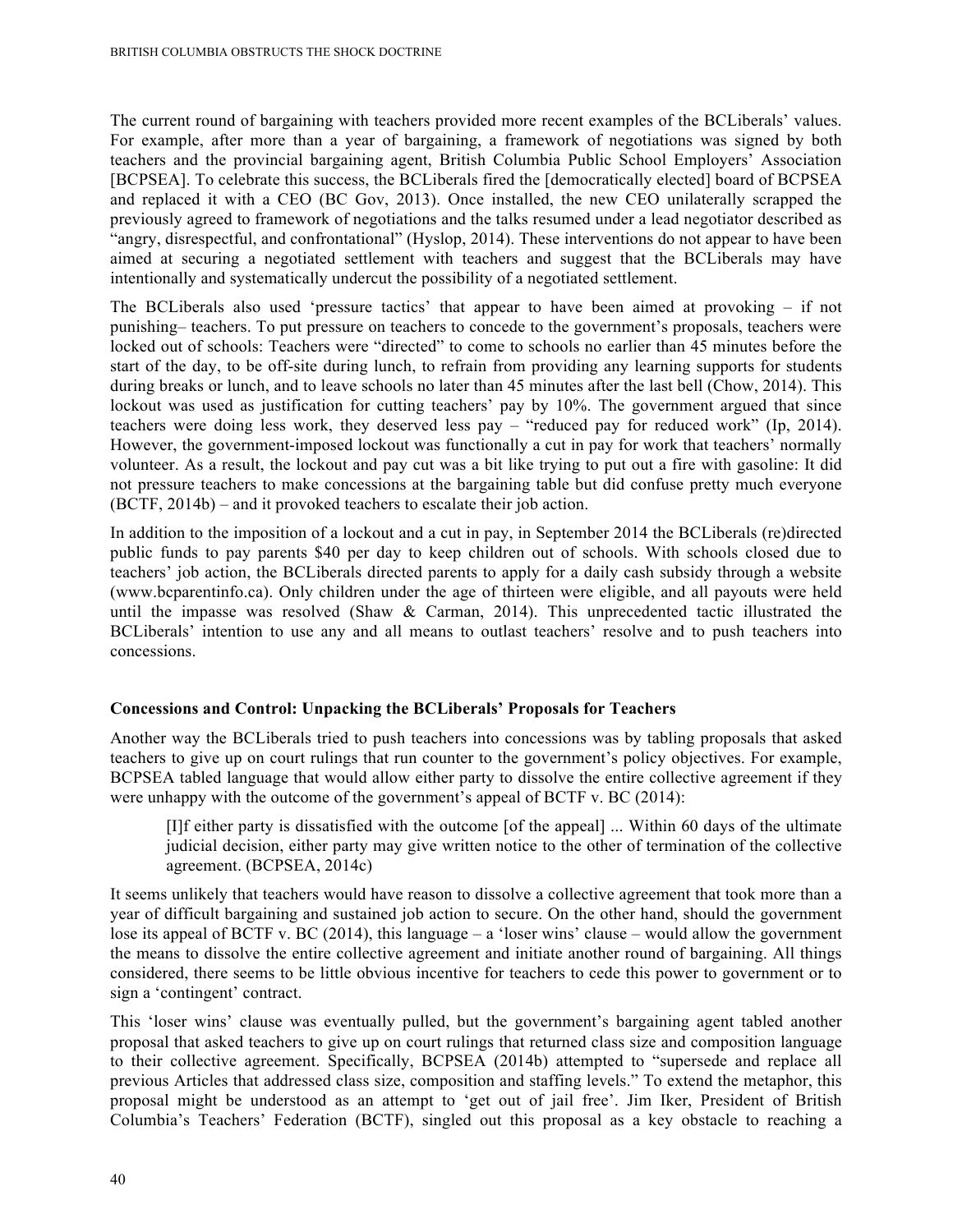The current round of bargaining with teachers provided more recent examples of the BCLiberals' values. For example, after more than a year of bargaining, a framework of negotiations was signed by both teachers and the provincial bargaining agent, British Columbia Public School Employers' Association [BCPSEA]. To celebrate this success, the BCLiberals fired the [democratically elected] board of BCPSEA and replaced it with a CEO (BC Gov, 2013). Once installed, the new CEO unilaterally scrapped the previously agreed to framework of negotiations and the talks resumed under a lead negotiator described as "angry, disrespectful, and confrontational" (Hyslop, 2014). These interventions do not appear to have been aimed at securing a negotiated settlement with teachers and suggest that the BCLiberals may have intentionally and systematically undercut the possibility of a negotiated settlement.

The BCLiberals also used 'pressure tactics' that appear to have been aimed at provoking – if not punishing– teachers. To put pressure on teachers to concede to the government's proposals, teachers were locked out of schools: Teachers were "directed" to come to schools no earlier than 45 minutes before the start of the day, to be off-site during lunch, to refrain from providing any learning supports for students during breaks or lunch, and to leave schools no later than 45 minutes after the last bell (Chow, 2014). This lockout was used as justification for cutting teachers' pay by 10%. The government argued that since teachers were doing less work, they deserved less pay – "reduced pay for reduced work" (Ip, 2014). However, the government-imposed lockout was functionally a cut in pay for work that teachers' normally volunteer. As a result, the lockout and pay cut was a bit like trying to put out a fire with gasoline: It did not pressure teachers to make concessions at the bargaining table but did confuse pretty much everyone (BCTF, 2014b) – and it provoked teachers to escalate their job action.

In addition to the imposition of a lockout and a cut in pay, in September 2014 the BCLiberals (re)directed public funds to pay parents $40 per day to keep children out of schools. With schools closed due to teachers' job action, the BCLiberals directed parents to apply for a daily cash subsidy through a website (www.bcparentinfo.ca). Only children under the age of thirteen were eligible, and all payouts were held until the impasse was resolved (Shaw & Carman, 2014). This unprecedented tactic illustrated the BCLiberals' intention to use any and all means to outlast teachers' resolve and to push teachers into concessions.

## Concessions and Control: Unpacking the BCLiberals' Proposals for Teachers

Another way the BCLiberals tried to push teachers into concessions was by tabling proposals that asked teachers to give up on court rulings that run counter to the government's policy objectives. For example, BCPSEA tabled language that would allow either party to dissolve the entire collective agreement if they were unhappy with the outcome of the government's appeal of BCTF v. BC (2014):

> [I]f either party is dissatisfied with the outcome [of the appeal] ... Within 60 days of the ultimate judicial decision, either party may give written notice to the other of termination of the collective agreement. (BCPSEA, 2014c)

It seems unlikely that teachers would have reason to dissolve a collective agreement that took more than a year of difficult bargaining and sustained job action to secure. On the other hand, should the government lose its appeal of BCTF v. BC (2014), this language – a 'loser wins' clause – would allow the government the means to dissolve the entire collective agreement and initiate another round of bargaining. All things considered, there seems to be little obvious incentive for teachers to cede this power to government or to sign a 'contingent' contract.

This 'loser wins' clause was eventually pulled, but the government's bargaining agent tabled another proposal that asked teachers to give up on court rulings that returned class size and composition language to their collective agreement. Specifically, BCPSEA (2014b) attempted to "supersede and replace all previous Articles that addressed class size, composition and staffing levels." To extend the metaphor, this proposal might be understood as an attempt to 'get out of jail free'. Jim Iker, President of British Columbia's Teachers' Federation (BCTF), singled out this proposal as a key obstacle to reaching a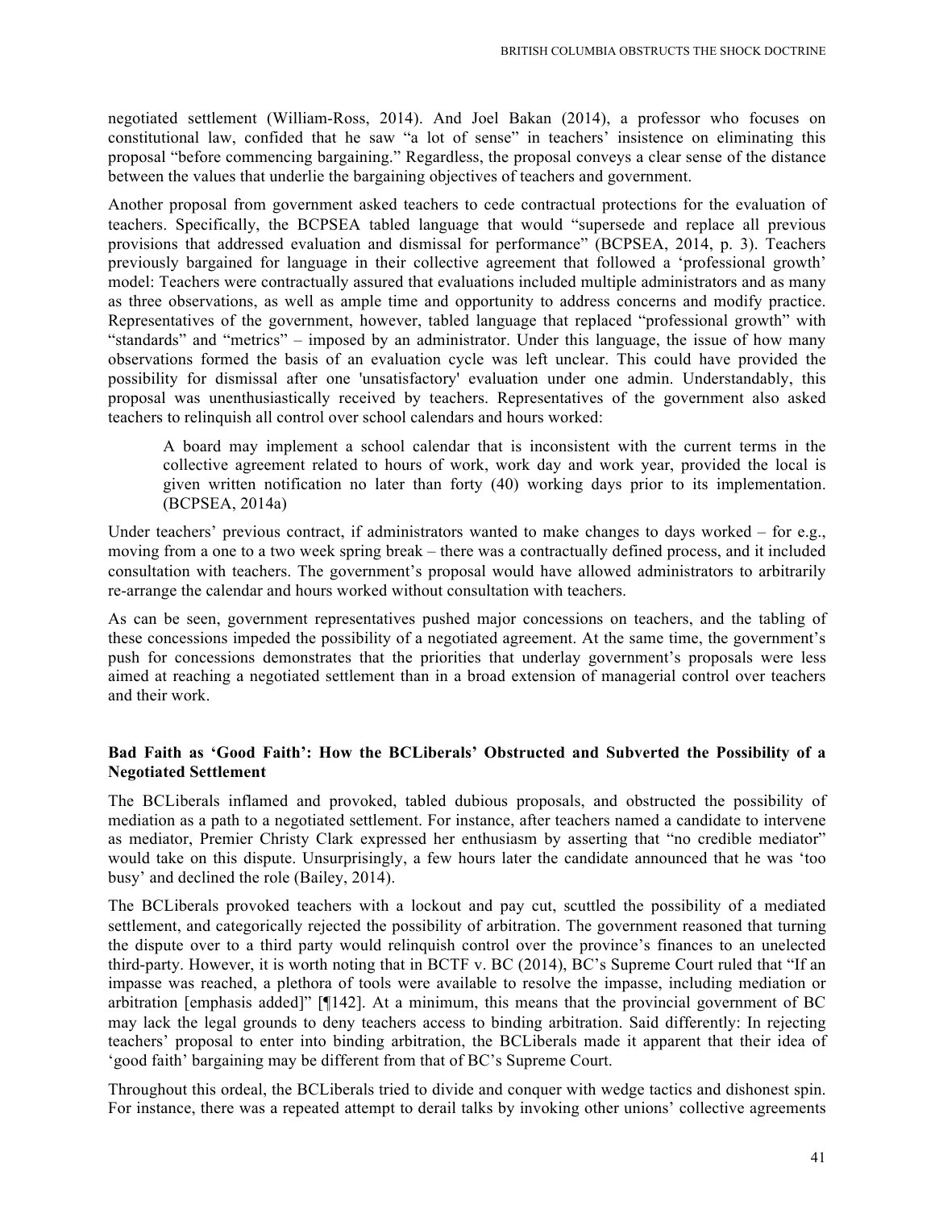negotiated settlement (William-Ross, 2014). And Joel Bakan (2014), a professor who focuses on constitutional law, confided that he saw "a lot of sense" in teachers' insistence on eliminating this proposal "before commencing bargaining." Regardless, the proposal conveys a clear sense of the distance between the values that underlie the bargaining objectives of teachers and government.

Another proposal from government asked teachers to cede contractual protections for the evaluation of teachers. Specifically, the BCPSEA tabled language that would "supersede and replace all previous provisions that addressed evaluation and dismissal for performance" (BCPSEA, 2014, p. 3). Teachers previously bargained for language in their collective agreement that followed a 'professional growth' model: Teachers were contractually assured that evaluations included multiple administrators and as many as three observations, as well as ample time and opportunity to address concerns and modify practice. Representatives of the government, however, tabled language that replaced "professional growth" with "standards" and "metrics" – imposed by an administrator. Under this language, the issue of how many observations formed the basis of an evaluation cycle was left unclear. This could have provided the possibility for dismissal after one 'unsatisfactory' evaluation under one admin. Understandably, this proposal was unenthusiastically received by teachers. Representatives of the government also asked teachers to relinquish all control over school calendars and hours worked:

> A board may implement a school calendar that is inconsistent with the current terms in the collective agreement related to hours of work, work day and work year, provided the local is given written notification no later than forty (40) working days prior to its implementation. (BCPSEA, 2014a)

Under teachers' previous contract, if administrators wanted to make changes to days worked – for e.g., moving from a one to a two week spring break – there was a contractually defined process, and it included consultation with teachers. The government's proposal would have allowed administrators to arbitrarily re-arrange the calendar and hours worked without consultation with teachers.

As can be seen, government representatives pushed major concessions on teachers, and the tabling of these concessions impeded the possibility of a negotiated agreement. At the same time, the government's push for concessions demonstrates that the priorities that underlay government's proposals were less aimed at reaching a negotiated settlement than in a broad extension of managerial control over teachers and their work.

### Bad Faith as 'Good Faith': How the BCLiberals' Obstructed and Subverted the Possibility of a Negotiated Settlement

The BCLiberals inflamed and provoked, tabled dubious proposals, and obstructed the possibility of mediation as a path to a negotiated settlement. For instance, after teachers named a candidate to intervene as mediator, Premier Christy Clark expressed her enthusiasm by asserting that "no credible mediator" would take on this dispute. Unsurprisingly, a few hours later the candidate announced that he was 'too busy' and declined the role (Bailey, 2014).

The BCLiberals provoked teachers with a lockout and pay cut, scuttled the possibility of a mediated settlement, and categorically rejected the possibility of arbitration. The government reasoned that turning the dispute over to a third party would relinquish control over the province's finances to an unelected third-party. However, it is worth noting that in BCTF v. BC (2014), BC's Supreme Court ruled that "If an impasse was reached, a plethora of tools were available to resolve the impasse, including mediation or arbitration [emphasis added]" [¶142]. At a minimum, this means that the provincial government of BC may lack the legal grounds to deny teachers access to binding arbitration. Said differently: In rejecting teachers' proposal to enter into binding arbitration, the BCLiberals made it apparent that their idea of 'good faith' bargaining may be different from that of BC's Supreme Court.

Throughout this ordeal, the BCLiberals tried to divide and conquer with wedge tactics and dishonest spin. For instance, there was a repeated attempt to derail talks by invoking other unions' collective agreements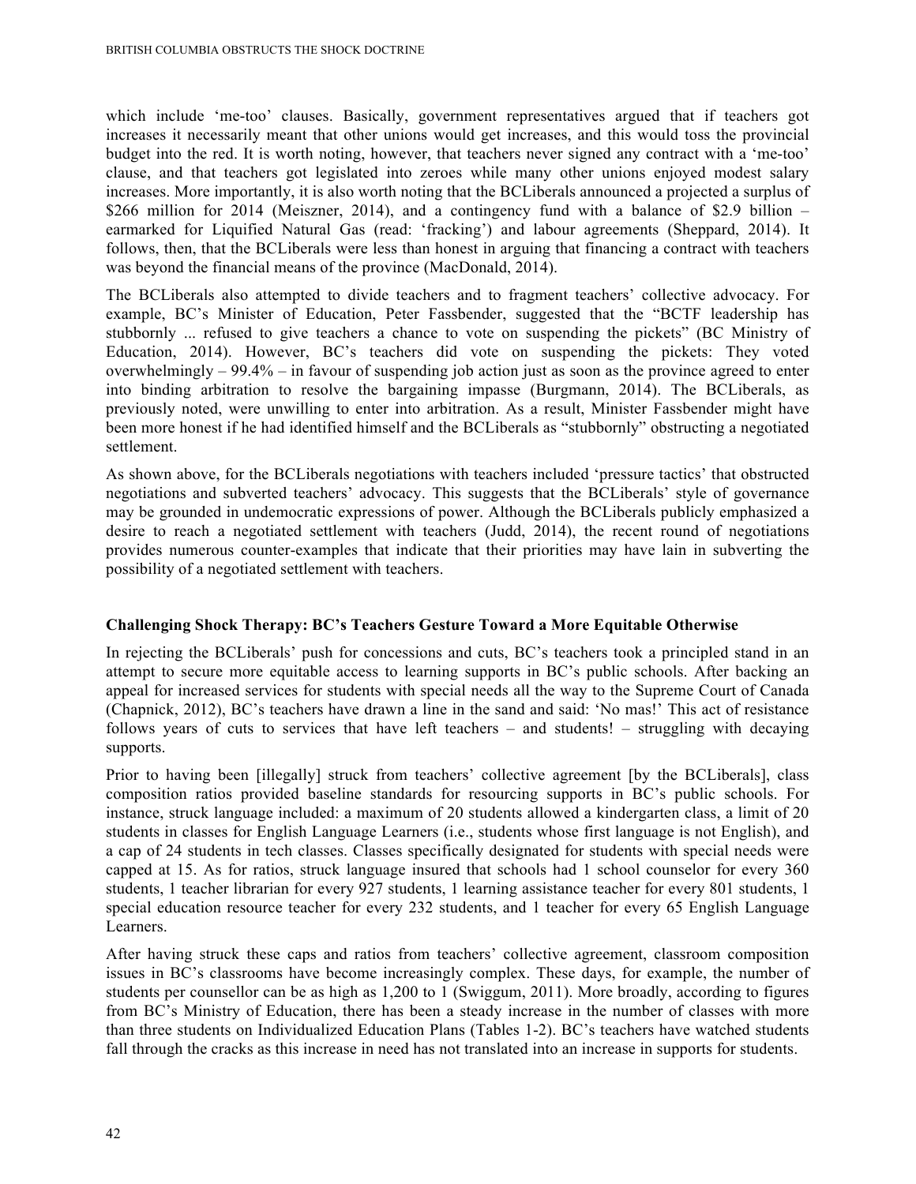which include 'me-too' clauses. Basically, government representatives argued that if teachers got increases it necessarily meant that other unions would get increases, and this would toss the provincial budget into the red. It is worth noting, however, that teachers never signed any contract with a 'me-too' clause, and that teachers got legislated into zeroes while many other unions enjoyed modest salary increases. More importantly, it is also worth noting that the BCLiberals announced a projected a surplus of $266 million for 2014 (Meiszner, 2014), and a contingency fund with a balance of $2.9 billion – earmarked for Liquified Natural Gas (read: 'fracking') and labour agreements (Sheppard, 2014). It follows, then, that the BCLiberals were less than honest in arguing that financing a contract with teachers was beyond the financial means of the province (MacDonald, 2014).

The BCLiberals also attempted to divide teachers and to fragment teachers' collective advocacy. For example, BC's Minister of Education, Peter Fassbender, suggested that the "BCTF leadership has stubbornly ... refused to give teachers a chance to vote on suspending the pickets" (BC Ministry of Education, 2014). However, BC's teachers did vote on suspending the pickets: They voted overwhelmingly – 99.4% – in favour of suspending job action just as soon as the province agreed to enter into binding arbitration to resolve the bargaining impasse (Burgmann, 2014). The BCLiberals, as previously noted, were unwilling to enter into arbitration. As a result, Minister Fassbender might have been more honest if he had identified himself and the BCLiberals as "stubbornly" obstructing a negotiated settlement.

As shown above, for the BCLiberals negotiations with teachers included 'pressure tactics' that obstructed negotiations and subverted teachers' advocacy. This suggests that the BCLiberals' style of governance may be grounded in undemocratic expressions of power. Although the BCLiberals publicly emphasized a desire to reach a negotiated settlement with teachers (Judd, 2014), the recent round of negotiations provides numerous counter-examples that indicate that their priorities may have lain in subverting the possibility of a negotiated settlement with teachers.

### Challenging Shock Therapy: BC's Teachers Gesture Toward a More Equitable Otherwise

In rejecting the BCLiberals' push for concessions and cuts, BC's teachers took a principled stand in an attempt to secure more equitable access to learning supports in BC's public schools. After backing an appeal for increased services for students with special needs all the way to the Supreme Court of Canada (Chapnick, 2012), BC's teachers have drawn a line in the sand and said: 'No mas!' This act of resistance follows years of cuts to services that have left teachers – and students! – struggling with decaying supports.

Prior to having been [illegally] struck from teachers' collective agreement [by the BCLiberals], class composition ratios provided baseline standards for resourcing supports in BC's public schools. For instance, struck language included: a maximum of 20 students allowed a kindergarten class, a limit of 20 students in classes for English Language Learners (i.e., students whose first language is not English), and a cap of 24 students in tech classes. Classes specifically designated for students with special needs were capped at 15. As for ratios, struck language insured that schools had 1 school counselor for every 360 students, 1 teacher librarian for every 927 students, 1 learning assistance teacher for every 801 students, 1 special education resource teacher for every 232 students, and 1 teacher for every 65 English Language Learners.

After having struck these caps and ratios from teachers' collective agreement, classroom composition issues in BC's classrooms have become increasingly complex. These days, for example, the number of students per counsellor can be as high as 1,200 to 1 (Swiggum, 2011). More broadly, according to figures from BC's Ministry of Education, there has been a steady increase in the number of classes with more than three students on Individualized Education Plans (Tables 1-2). BC's teachers have watched students fall through the cracks as this increase in need has not translated into an increase in supports for students.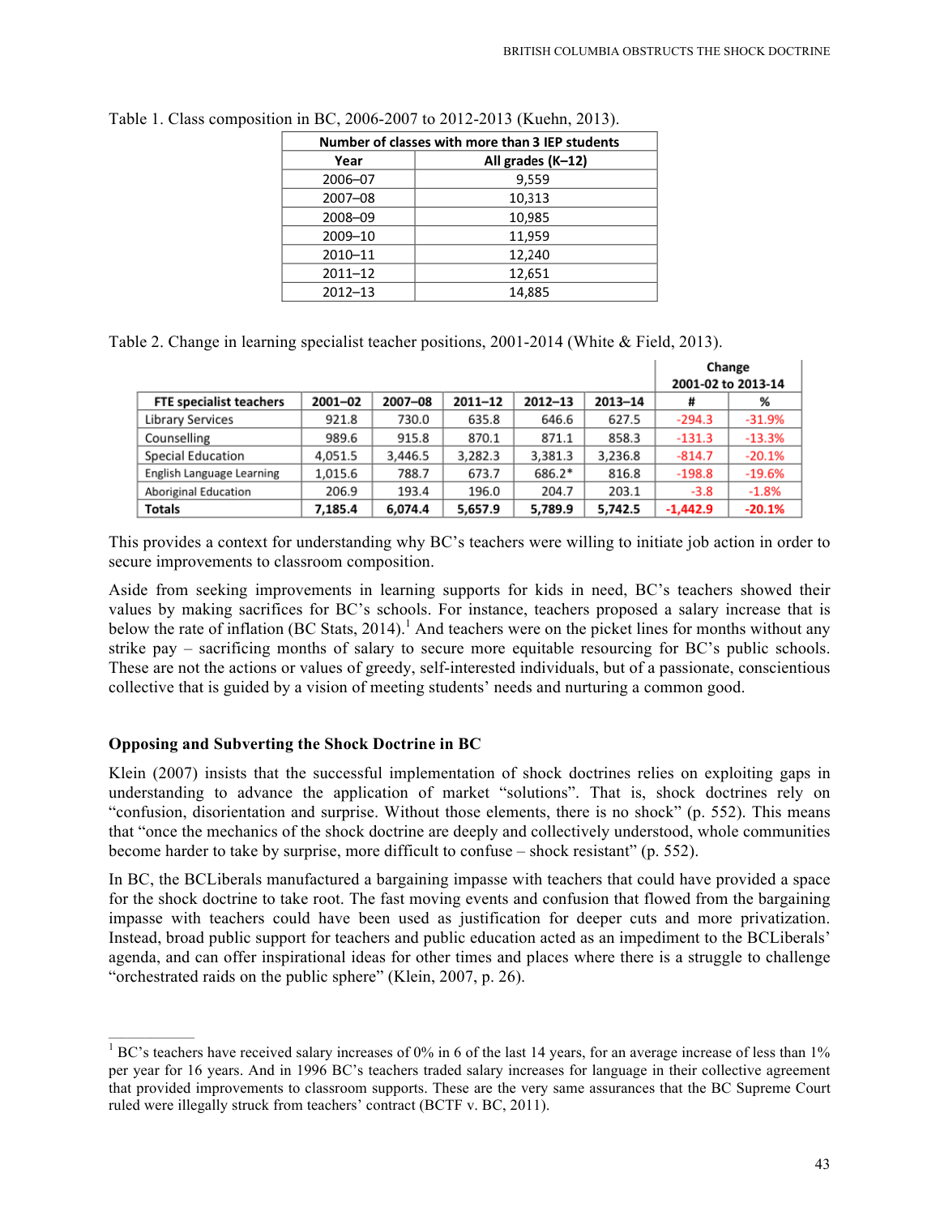Table 1. Class composition in BC, 2006-2007 to 2012-2013 (Kuehn, 2013).

| Number of classes with more than 3 IEP students | |
|---|---|
| Year | All grades (K–12) |
| 2006–07 | 9,559 |
| 2007–08 | 10,313 |
| 2008–09 | 10,985 |
| 2009–10 | 11,959 |
| 2010–11 | 12,240 |
| 2011–12 | 12,651 |
| 2012–13 | 14,885 |

Table 2. Change in learning specialist teacher positions, 2001-2014 (White & Field, 2013).

| | | | | | | Change 2001-02 to 2013-14 | |
|---|---|---|---|---|---|---|---|
| FTE specialist teachers | 2001–02 | 2007–08 | 2011–12 | 2012–13 | 2013–14 | # | % |
| Library Services | 921.8 | 730.0 | 635.8 | 646.6 | 627.5 | -294.3 | -31.9% |
| Counselling | 989.6 | 915.8 | 870.1 | 871.1 | 858.3 | -131.3 | -13.3% |
| Special Education | 4,051.5 | 3,446.5 | 3,282.3 | 3,381.3 | 3,236.8 | -814.7 | -20.1% |
| English Language Learning | 1,015.6 | 788.7 | 673.7 | 686.2* | 816.8 | -198.8 | -19.6% |
| Aboriginal Education | 206.9 | 193.4 | 196.0 | 204.7 | 203.1 | -3.8 | -1.8% |
| **Totals** | **7,185.4** | **6,074.4** | **5,657.9** | **5,789.9** | **5,742.5** | **-1,442.9** | **-20.1%** |

This provides a context for understanding why BC's teachers were willing to initiate job action in order to secure improvements to classroom composition.

Aside from seeking improvements in learning supports for kids in need, BC's teachers showed their values by making sacrifices for BC's schools. For instance, teachers proposed a salary increase that is below the rate of inflation (BC Stats, 2014).[1] And teachers were on the picket lines for months without any strike pay – sacrificing months of salary to secure more equitable resourcing for BC's public schools. These are not the actions or values of greedy, self-interested individuals, but of a passionate, conscientious collective that is guided by a vision of meeting students' needs and nurturing a common good.

### Opposing and Subverting the Shock Doctrine in BC

Klein (2007) insists that the successful implementation of shock doctrines relies on exploiting gaps in understanding to advance the application of market "solutions". That is, shock doctrines rely on "confusion, disorientation and surprise. Without those elements, there is no shock" (p. 552). This means that "once the mechanics of the shock doctrine are deeply and collectively understood, whole communities become harder to take by surprise, more difficult to confuse – shock resistant" (p. 552).

In BC, the BCLiberals manufactured a bargaining impasse with teachers that could have provided a space for the shock doctrine to take root. The fast moving events and confusion that flowed from the bargaining impasse with teachers could have been used as justification for deeper cuts and more privatization. Instead, broad public support for teachers and public education acted as an impediment to the BCLiberals' agenda, and can offer inspirational ideas for other times and places where there is a struggle to challenge "orchestrated raids on the public sphere" (Klein, 2007, p. 26).

---

[1] BC's teachers have received salary increases of 0% in 6 of the last 14 years, for an average increase of less than 1% per year for 16 years. And in 1996 BC's teachers traded salary increases for language in their collective agreement that provided improvements to classroom supports. These are the very same assurances that the BC Supreme Court ruled were illegally struck from teachers' contract (BCTF v. BC, 2011).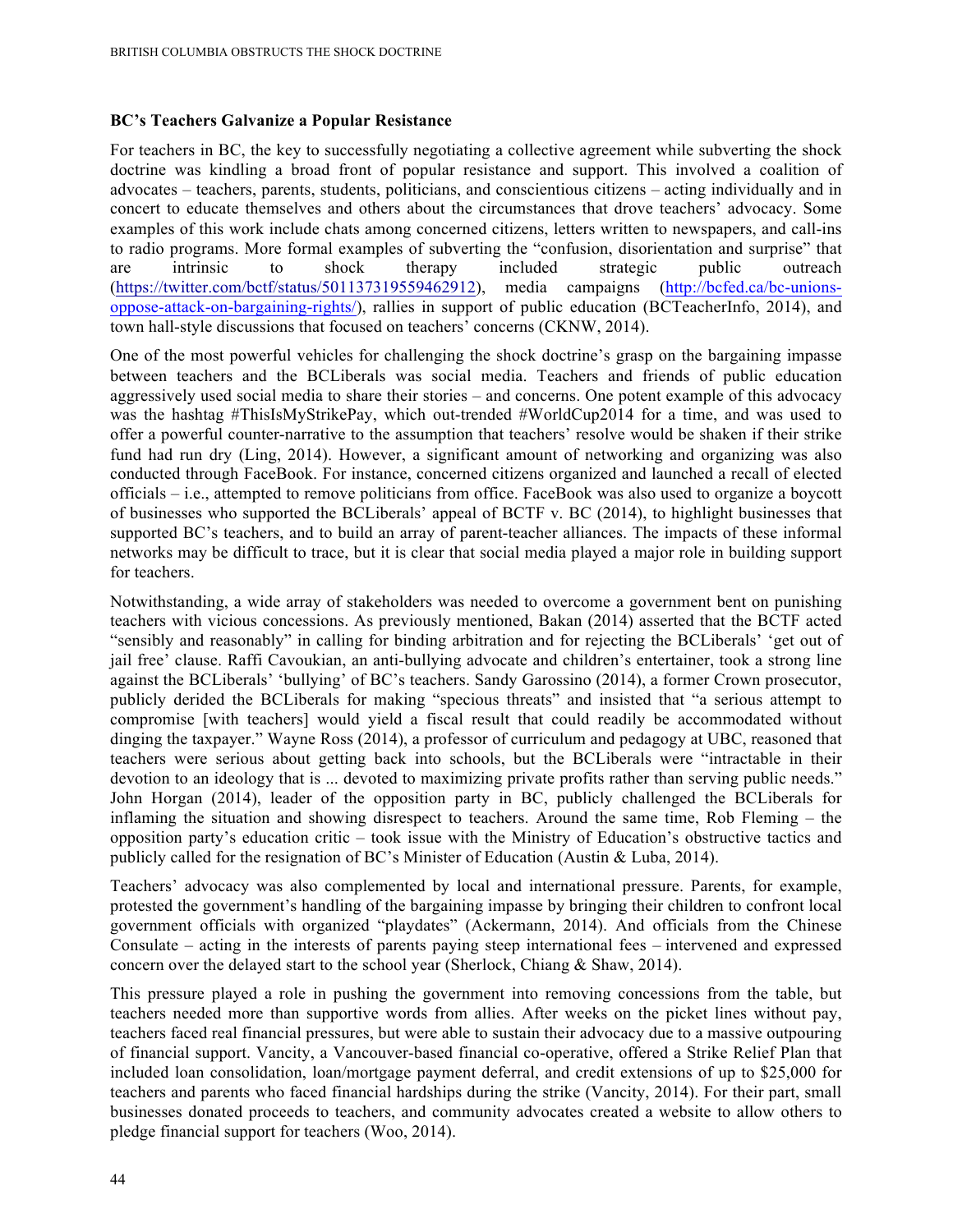### BC's Teachers Galvanize a Popular Resistance

For teachers in BC, the key to successfully negotiating a collective agreement while subverting the shock doctrine was kindling a broad front of popular resistance and support. This involved a coalition of advocates – teachers, parents, students, politicians, and conscientious citizens – acting individually and in concert to educate themselves and others about the circumstances that drove teachers' advocacy. Some examples of this work include chats among concerned citizens, letters written to newspapers, and call-ins to radio programs. More formal examples of subverting the "confusion, disorientation and surprise" that are intrinsic to shock therapy included strategic public outreach (https://twitter.com/bctf/status/501137319559462912), media campaigns (http://bcfed.ca/bc-unions-oppose-attack-on-bargaining-rights/), rallies in support of public education (BCTeacherInfo, 2014), and town hall-style discussions that focused on teachers' concerns (CKNW, 2014).

One of the most powerful vehicles for challenging the shock doctrine's grasp on the bargaining impasse between teachers and the BCLiberals was social media. Teachers and friends of public education aggressively used social media to share their stories – and concerns. One potent example of this advocacy was the hashtag #ThisIsMyStrikePay, which out-trended #WorldCup2014 for a time, and was used to offer a powerful counter-narrative to the assumption that teachers' resolve would be shaken if their strike fund had run dry (Ling, 2014). However, a significant amount of networking and organizing was also conducted through FaceBook. For instance, concerned citizens organized and launched a recall of elected officials – i.e., attempted to remove politicians from office. FaceBook was also used to organize a boycott of businesses who supported the BCLiberals' appeal of BCTF v. BC (2014), to highlight businesses that supported BC's teachers, and to build an array of parent-teacher alliances. The impacts of these informal networks may be difficult to trace, but it is clear that social media played a major role in building support for teachers.

Notwithstanding, a wide array of stakeholders was needed to overcome a government bent on punishing teachers with vicious concessions. As previously mentioned, Bakan (2014) asserted that the BCTF acted "sensibly and reasonably" in calling for binding arbitration and for rejecting the BCLiberals' 'get out of jail free' clause. Raffi Cavoukian, an anti-bullying advocate and children's entertainer, took a strong line against the BCLiberals' 'bullying' of BC's teachers. Sandy Garossino (2014), a former Crown prosecutor, publicly derided the BCLiberals for making "specious threats" and insisted that "a serious attempt to compromise [with teachers] would yield a fiscal result that could readily be accommodated without dinging the taxpayer." Wayne Ross (2014), a professor of curriculum and pedagogy at UBC, reasoned that teachers were serious about getting back into schools, but the BCLiberals were "intractable in their devotion to an ideology that is ... devoted to maximizing private profits rather than serving public needs." John Horgan (2014), leader of the opposition party in BC, publicly challenged the BCLiberals for inflaming the situation and showing disrespect to teachers. Around the same time, Rob Fleming – the opposition party's education critic – took issue with the Ministry of Education's obstructive tactics and publicly called for the resignation of BC's Minister of Education (Austin & Luba, 2014).

Teachers' advocacy was also complemented by local and international pressure. Parents, for example, protested the government's handling of the bargaining impasse by bringing their children to confront local government officials with organized "playdates" (Ackermann, 2014). And officials from the Chinese Consulate – acting in the interests of parents paying steep international fees – intervened and expressed concern over the delayed start to the school year (Sherlock, Chiang & Shaw, 2014).

This pressure played a role in pushing the government into removing concessions from the table, but teachers needed more than supportive words from allies. After weeks on the picket lines without pay, teachers faced real financial pressures, but were able to sustain their advocacy due to a massive outpouring of financial support. Vancity, a Vancouver-based financial co-operative, offered a Strike Relief Plan that included loan consolidation, loan/mortgage payment deferral, and credit extensions of up to \$25,000 for teachers and parents who faced financial hardships during the strike (Vancity, 2014). For their part, small businesses donated proceeds to teachers, and community advocates created a website to allow others to pledge financial support for teachers (Woo, 2014).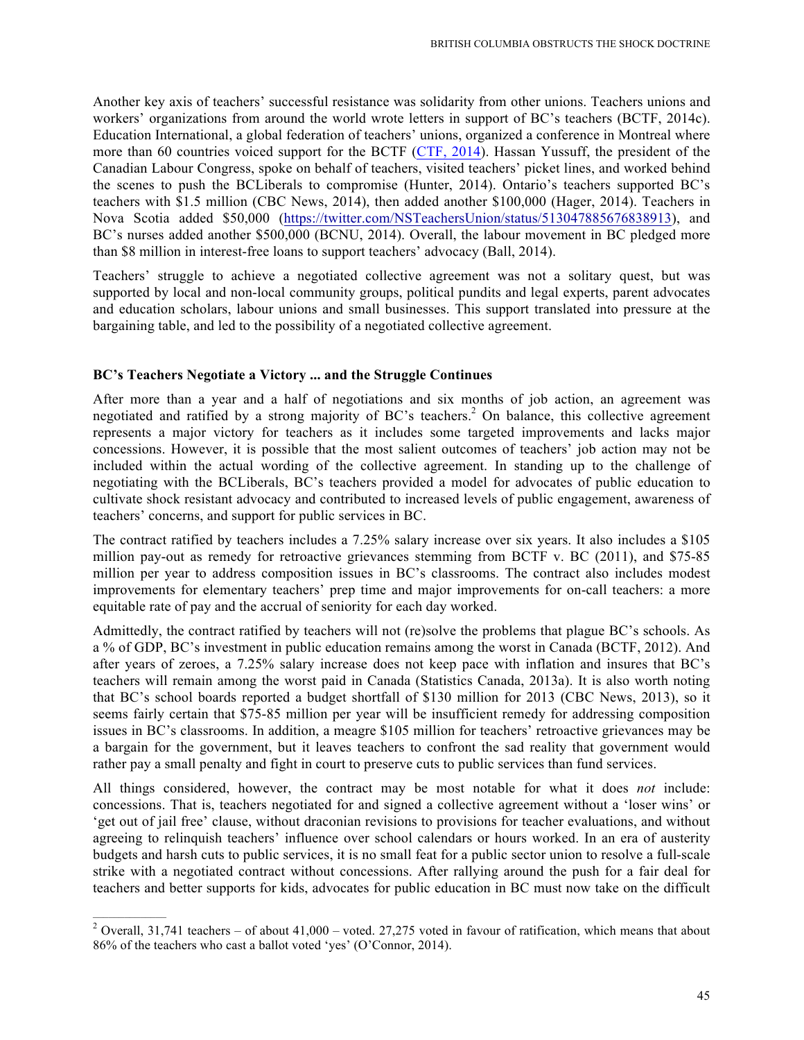Another key axis of teachers' successful resistance was solidarity from other unions. Teachers unions and workers' organizations from around the world wrote letters in support of BC's teachers (BCTF, 2014c). Education International, a global federation of teachers' unions, organized a conference in Montreal where more than 60 countries voiced support for the BCTF (CTF, 2014). Hassan Yussuff, the president of the Canadian Labour Congress, spoke on behalf of teachers, visited teachers' picket lines, and worked behind the scenes to push the BCLiberals to compromise (Hunter, 2014). Ontario's teachers supported BC's teachers with $1.5 million (CBC News, 2014), then added another $100,000 (Hager, 2014). Teachers in Nova Scotia added $50,000 (https://twitter.com/NSTeachersUnion/status/513047885676838913), and BC's nurses added another $500,000 (BCNU, 2014). Overall, the labour movement in BC pledged more than $8 million in interest-free loans to support teachers' advocacy (Ball, 2014).

Teachers' struggle to achieve a negotiated collective agreement was not a solitary quest, but was supported by local and non-local community groups, political pundits and legal experts, parent advocates and education scholars, labour unions and small businesses. This support translated into pressure at the bargaining table, and led to the possibility of a negotiated collective agreement.

**BC's Teachers Negotiate a Victory ... and the Struggle Continues**

After more than a year and a half of negotiations and six months of job action, an agreement was negotiated and ratified by a strong majority of BC's teachers.[2] On balance, this collective agreement represents a major victory for teachers as it includes some targeted improvements and lacks major concessions. However, it is possible that the most salient outcomes of teachers' job action may not be included within the actual wording of the collective agreement. In standing up to the challenge of negotiating with the BCLiberals, BC's teachers provided a model for advocates of public education to cultivate shock resistant advocacy and contributed to increased levels of public engagement, awareness of teachers' concerns, and support for public services in BC.

The contract ratified by teachers includes a 7.25% salary increase over six years. It also includes a $105 million pay-out as remedy for retroactive grievances stemming from BCTF v. BC (2011), and $75-85 million per year to address composition issues in BC's classrooms. The contract also includes modest improvements for elementary teachers' prep time and major improvements for on-call teachers: a more equitable rate of pay and the accrual of seniority for each day worked.

Admittedly, the contract ratified by teachers will not (re)solve the problems that plague BC's schools. As a % of GDP, BC's investment in public education remains among the worst in Canada (BCTF, 2012). And after years of zeroes, a 7.25% salary increase does not keep pace with inflation and insures that BC's teachers will remain among the worst paid in Canada (Statistics Canada, 2013a). It is also worth noting that BC's school boards reported a budget shortfall of $130 million for 2013 (CBC News, 2013), so it seems fairly certain that $75-85 million per year will be insufficient remedy for addressing composition issues in BC's classrooms. In addition, a meagre $105 million for teachers' retroactive grievances may be a bargain for the government, but it leaves teachers to confront the sad reality that government would rather pay a small penalty and fight in court to preserve cuts to public services than fund services.

All things considered, however, the contract may be most notable for what it does *not* include: concessions. That is, teachers negotiated for and signed a collective agreement without a 'loser wins' or 'get out of jail free' clause, without draconian revisions to provisions for teacher evaluations, and without agreeing to relinquish teachers' influence over school calendars or hours worked. In an era of austerity budgets and harsh cuts to public services, it is no small feat for a public sector union to resolve a full-scale strike with a negotiated contract without concessions. After rallying around the push for a fair deal for teachers and better supports for kids, advocates for public education in BC must now take on the difficult

[2] Overall, 31,741 teachers – of about 41,000 – voted. 27,275 voted in favour of ratification, which means that about 86% of the teachers who cast a ballot voted 'yes' (O'Connor, 2014).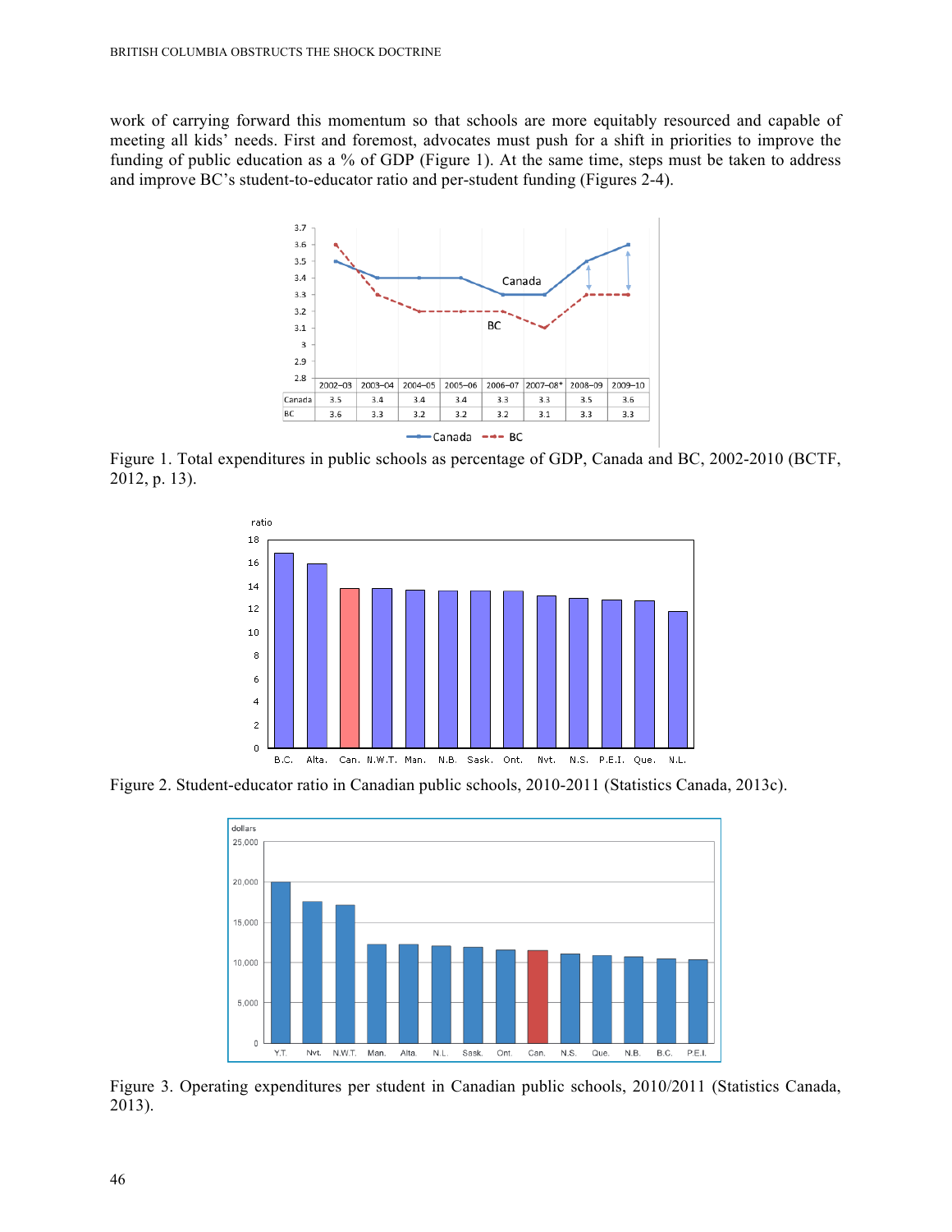work of carrying forward this momentum so that schools are more equitably resourced and capable of meeting all kids' needs. First and foremost, advocates must push for a shift in priorities to improve the funding of public education as a % of GDP (Figure 1). At the same time, steps must be taken to address and improve BC's student-to-educator ratio and per-student funding (Figures 2-4).

| | 2002–03 | 2003–04 | 2004–05 | 2005–06 | 2006–07 | 2007–08* | 2008–09 | 2009–10 |
|---|---|---|---|---|---|---|---|---|
| Canada | 3.5 | 3.4 | 3.4 | 3.4 | 3.3 | 3.3 | 3.5 | 3.6 |
| BC | 3.6 | 3.3 | 3.2 | 3.2 | 3.2 | 3.1 | 3.3 | 3.3 |

Figure 1. Total expenditures in public schools as percentage of GDP, Canada and BC, 2002-2010 (BCTF, 2012, p. 13).

Figure 2. Student-educator ratio in Canadian public schools, 2010-2011 (Statistics Canada, 2013c).

Figure 3. Operating expenditures per student in Canadian public schools, 2010/2011 (Statistics Canada, 2013).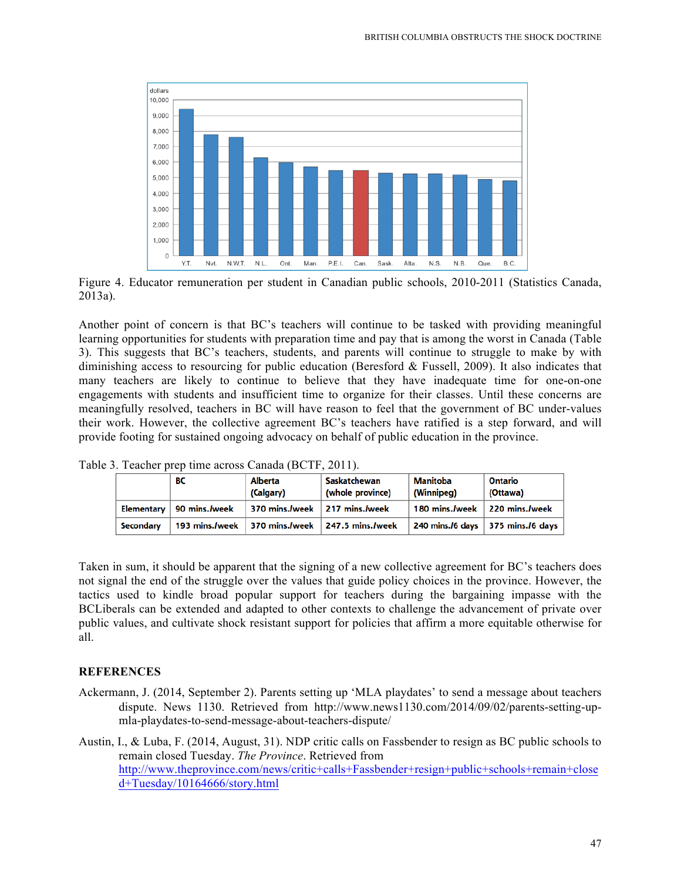Figure 4. Educator remuneration per student in Canadian public schools, 2010-2011 (Statistics Canada, 2013a).

Another point of concern is that BC's teachers will continue to be tasked with providing meaningful learning opportunities for students with preparation time and pay that is among the worst in Canada (Table 3). This suggests that BC's teachers, students, and parents will continue to struggle to make by with diminishing access to resourcing for public education (Beresford & Fussell, 2009). It also indicates that many teachers are likely to continue to believe that they have inadequate time for one-on-one engagements with students and insufficient time to organize for their classes. Until these concerns are meaningfully resolved, teachers in BC will have reason to feel that the government of BC under-values their work. However, the collective agreement BC's teachers have ratified is a step forward, and will provide footing for sustained ongoing advocacy on behalf of public education in the province.

Table 3. Teacher prep time across Canada (BCTF, 2011).

| | BC | Alberta (Calgary) | Saskatchewan (whole province) | Manitoba (Winnipeg) | Ontario (Ottawa) |
|---|---|---|---|---|---|
| Elementary | 90 mins./week | 370 mins./week | 217 mins./week | 180 mins./week | 220 mins./week |
| Secondary | 193 mins./week | 370 mins./week | 247.5 mins./week | 240 mins./6 days | 375 mins./6 days |

Taken in sum, it should be apparent that the signing of a new collective agreement for BC's teachers does not signal the end of the struggle over the values that guide policy choices in the province. However, the tactics used to kindle broad popular support for teachers during the bargaining impasse with the BCLiberals can be extended and adapted to other contexts to challenge the advancement of private over public values, and cultivate shock resistant support for policies that affirm a more equitable otherwise for all.

## REFERENCES

Ackermann, J. (2014, September 2). Parents setting up 'MLA playdates' to send a message about teachers dispute. News 1130. Retrieved from http://www.news1130.com/2014/09/02/parents-setting-up-mla-playdates-to-send-message-about-teachers-dispute/

Austin, I., & Luba, F. (2014, August, 31). NDP critic calls on Fassbender to resign as BC public schools to remain closed Tuesday. *The Province*. Retrieved from http://www.theprovince.com/news/critic+calls+Fassbender+resign+public+schools+remain+closed+Tuesday/10164666/story.html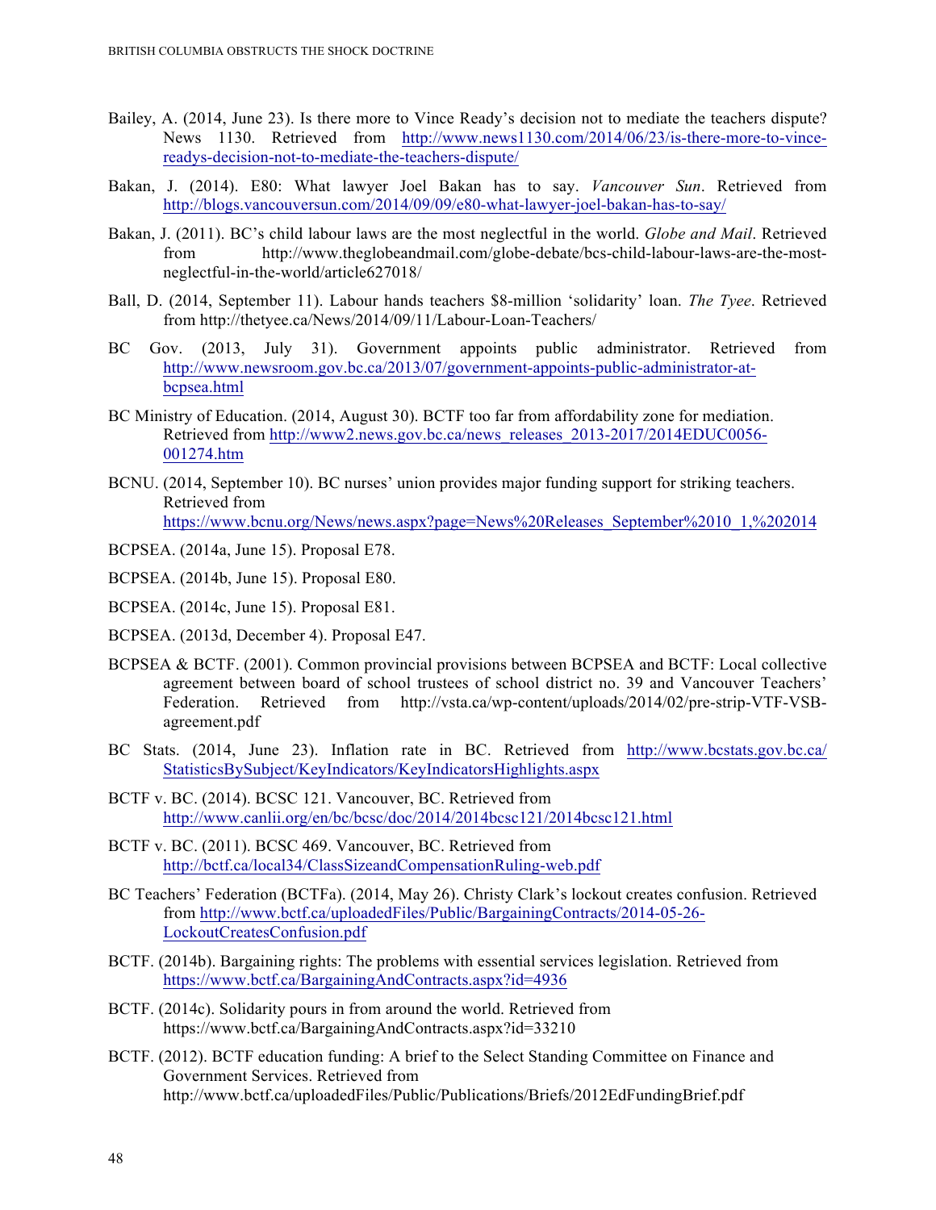Bailey, A. (2014, June 23). Is there more to Vince Ready's decision not to mediate the teachers dispute? News 1130. Retrieved from http://www.news1130.com/2014/06/23/is-there-more-to-vince-readys-decision-not-to-mediate-the-teachers-dispute/

Bakan, J. (2014). E80: What lawyer Joel Bakan has to say. *Vancouver Sun*. Retrieved from http://blogs.vancouversun.com/2014/09/09/e80-what-lawyer-joel-bakan-has-to-say/

Bakan, J. (2011). BC's child labour laws are the most neglectful in the world. *Globe and Mail*. Retrieved from http://www.theglobeandmail.com/globe-debate/bcs-child-labour-laws-are-the-most-neglectful-in-the-world/article627018/

Ball, D. (2014, September 11). Labour hands teachers $8-million 'solidarity' loan. *The Tyee*. Retrieved from http://thetyee.ca/News/2014/09/11/Labour-Loan-Teachers/

BC Gov. (2013, July 31). Government appoints public administrator. Retrieved from http://www.newsroom.gov.bc.ca/2013/07/government-appoints-public-administrator-at-bcpsea.html

BC Ministry of Education. (2014, August 30). BCTF too far from affordability zone for mediation. Retrieved from http://www2.news.gov.bc.ca/news_releases_2013-2017/2014EDUC0056-001274.htm

BCNU. (2014, September 10). BC nurses' union provides major funding support for striking teachers. Retrieved from https://www.bcnu.org/News/news.aspx?page=News%20Releases_September%2010_1,%202014

BCPSEA. (2014a, June 15). Proposal E78.

BCPSEA. (2014b, June 15). Proposal E80.

BCPSEA. (2014c, June 15). Proposal E81.

BCPSEA. (2013d, December 4). Proposal E47.

BCPSEA & BCTF. (2001). Common provincial provisions between BCPSEA and BCTF: Local collective agreement between board of school trustees of school district no. 39 and Vancouver Teachers' Federation. Retrieved from http://vsta.ca/wp-content/uploads/2014/02/pre-strip-VTF-VSB-agreement.pdf

BC Stats. (2014, June 23). Inflation rate in BC. Retrieved from http://www.bcstats.gov.bc.ca/StatisticsBySubject/KeyIndicators/KeyIndicatorsHighlights.aspx

BCTF v. BC. (2014). BCSC 121. Vancouver, BC. Retrieved from http://www.canlii.org/en/bc/bcsc/doc/2014/2014bcsc121/2014bcsc121.html

BCTF v. BC. (2011). BCSC 469. Vancouver, BC. Retrieved from http://bctf.ca/local34/ClassSizeandCompensationRuling-web.pdf

BC Teachers' Federation (BCTFa). (2014, May 26). Christy Clark's lockout creates confusion. Retrieved from http://www.bctf.ca/uploadedFiles/Public/BargainingContracts/2014-05-26-LockoutCreatesConfusion.pdf

BCTF. (2014b). Bargaining rights: The problems with essential services legislation. Retrieved from https://www.bctf.ca/BargainingAndContracts.aspx?id=4936

BCTF. (2014c). Solidarity pours in from around the world. Retrieved from https://www.bctf.ca/BargainingAndContracts.aspx?id=33210

BCTF. (2012). BCTF education funding: A brief to the Select Standing Committee on Finance and Government Services. Retrieved from http://www.bctf.ca/uploadedFiles/Public/Publications/Briefs/2012EdFundingBrief.pdf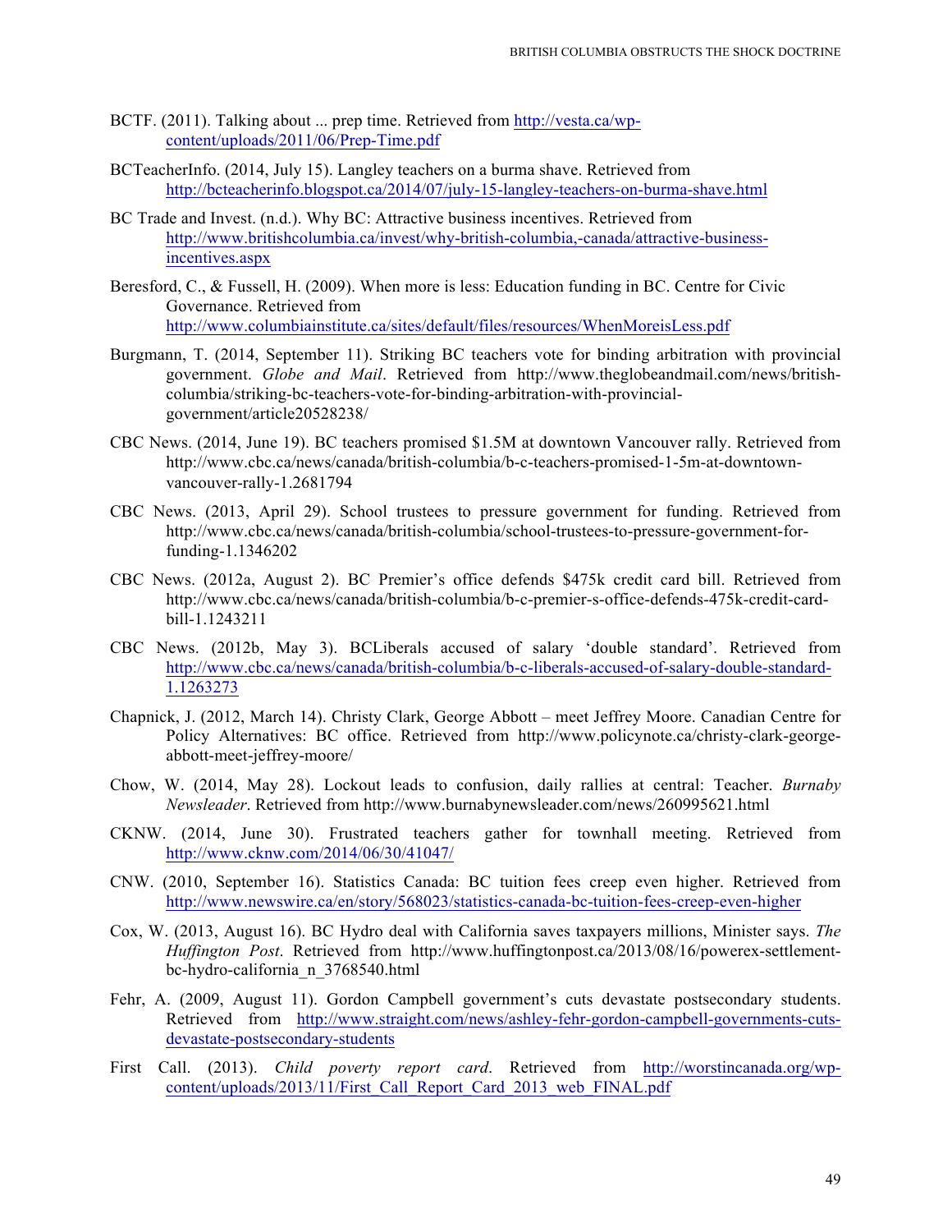BCTF. (2011). Talking about ... prep time. Retrieved from http://vesta.ca/wp-content/uploads/2011/06/Prep-Time.pdf

BCTeacherInfo. (2014, July 15). Langley teachers on a burma shave. Retrieved from http://bcteacherinfo.blogspot.ca/2014/07/july-15-langley-teachers-on-burma-shave.html

BC Trade and Invest. (n.d.). Why BC: Attractive business incentives. Retrieved from http://www.britishcolumbia.ca/invest/why-british-columbia,-canada/attractive-business-incentives.aspx

Beresford, C., & Fussell, H. (2009). When more is less: Education funding in BC. Centre for Civic Governance. Retrieved from http://www.columbiainstitute.ca/sites/default/files/resources/WhenMoreisLess.pdf

Burgmann, T. (2014, September 11). Striking BC teachers vote for binding arbitration with provincial government. *Globe and Mail*. Retrieved from http://www.theglobeandmail.com/news/british-columbia/striking-bc-teachers-vote-for-binding-arbitration-with-provincial-government/article20528238/

CBC News. (2014, June 19). BC teachers promised $1.5M at downtown Vancouver rally. Retrieved from http://www.cbc.ca/news/canada/british-columbia/b-c-teachers-promised-1-5m-at-downtown-vancouver-rally-1.2681794

CBC News. (2013, April 29). School trustees to pressure government for funding. Retrieved from http://www.cbc.ca/news/canada/british-columbia/school-trustees-to-pressure-government-for-funding-1.1346202

CBC News. (2012a, August 2). BC Premier's office defends $475k credit card bill. Retrieved from http://www.cbc.ca/news/canada/british-columbia/b-c-premier-s-office-defends-475k-credit-card-bill-1.1243211

CBC News. (2012b, May 3). BCLiberals accused of salary 'double standard'. Retrieved from http://www.cbc.ca/news/canada/british-columbia/b-c-liberals-accused-of-salary-double-standard-1.1263273

Chapnick, J. (2012, March 14). Christy Clark, George Abbott – meet Jeffrey Moore. Canadian Centre for Policy Alternatives: BC office. Retrieved from http://www.policynote.ca/christy-clark-george-abbott-meet-jeffrey-moore/

Chow, W. (2014, May 28). Lockout leads to confusion, daily rallies at central: Teacher. *Burnaby Newsleader*. Retrieved from http://www.burnabynewsleader.com/news/260995621.html

CKNW. (2014, June 30). Frustrated teachers gather for townhall meeting. Retrieved from http://www.cknw.com/2014/06/30/41047/

CNW. (2010, September 16). Statistics Canada: BC tuition fees creep even higher. Retrieved from http://www.newswire.ca/en/story/568023/statistics-canada-bc-tuition-fees-creep-even-higher

Cox, W. (2013, August 16). BC Hydro deal with California saves taxpayers millions, Minister says. *The Huffington Post*. Retrieved from http://www.huffingtonpost.ca/2013/08/16/powerex-settlement-bc-hydro-california_n_3768540.html

Fehr, A. (2009, August 11). Gordon Campbell government's cuts devastate postsecondary students. Retrieved from http://www.straight.com/news/ashley-fehr-gordon-campbell-governments-cuts-devastate-postsecondary-students

First Call. (2013). *Child poverty report card*. Retrieved from http://worstincanada.org/wp-content/uploads/2013/11/First_Call_Report_Card_2013_web_FINAL.pdf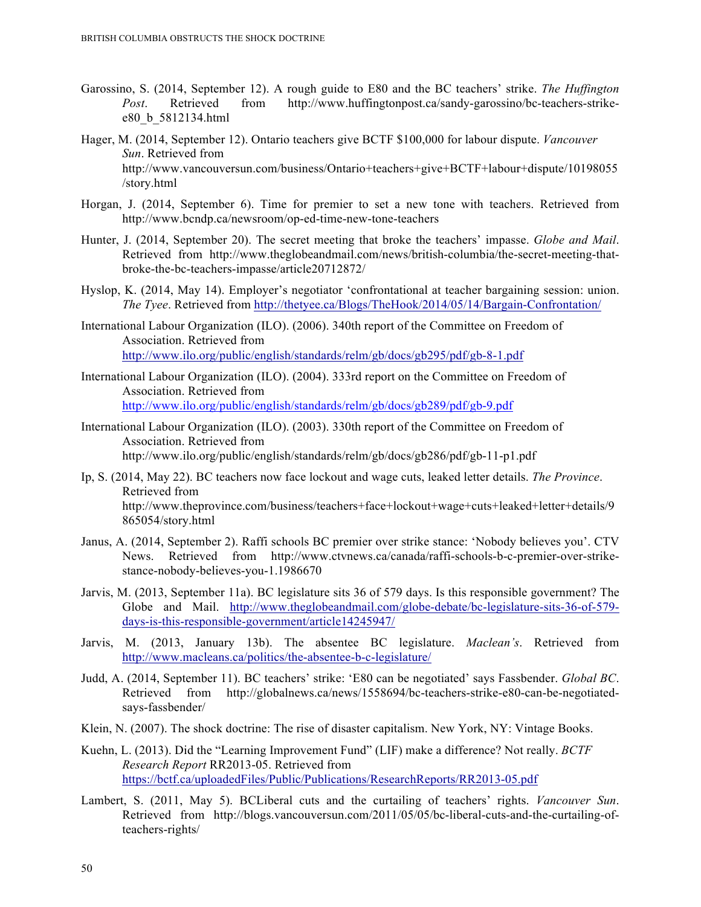Garossino, S. (2014, September 12). A rough guide to E80 and the BC teachers' strike. *The Huffington Post*. Retrieved from http://www.huffingtonpost.ca/sandy-garossino/bc-teachers-strike-e80_b_5812134.html

Hager, M. (2014, September 12). Ontario teachers give BCTF $100,000 for labour dispute. *Vancouver Sun*. Retrieved from http://www.vancouversun.com/business/Ontario+teachers+give+BCTF+labour+dispute/10198055/story.html

Horgan, J. (2014, September 6). Time for premier to set a new tone with teachers. Retrieved from http://www.bcndp.ca/newsroom/op-ed-time-new-tone-teachers

Hunter, J. (2014, September 20). The secret meeting that broke the teachers' impasse. *Globe and Mail*. Retrieved from http://www.theglobeandmail.com/news/british-columbia/the-secret-meeting-that-broke-the-bc-teachers-impasse/article20712872/

Hyslop, K. (2014, May 14). Employer's negotiator 'confrontational at teacher bargaining session: union. *The Tyee*. Retrieved from http://thetyee.ca/Blogs/TheHook/2014/05/14/Bargain-Confrontation/

International Labour Organization (ILO). (2006). 340th report of the Committee on Freedom of Association. Retrieved from http://www.ilo.org/public/english/standards/relm/gb/docs/gb295/pdf/gb-8-1.pdf

International Labour Organization (ILO). (2004). 333rd report on the Committee on Freedom of Association. Retrieved from http://www.ilo.org/public/english/standards/relm/gb/docs/gb289/pdf/gb-9.pdf

International Labour Organization (ILO). (2003). 330th report of the Committee on Freedom of Association. Retrieved from http://www.ilo.org/public/english/standards/relm/gb/docs/gb286/pdf/gb-11-p1.pdf

Ip, S. (2014, May 22). BC teachers now face lockout and wage cuts, leaked letter details. *The Province*. Retrieved from http://www.theprovince.com/business/teachers+face+lockout+wage+cuts+leaked+letter+details/9865054/story.html

Janus, A. (2014, September 2). Raffi schools BC premier over strike stance: 'Nobody believes you'. CTV News. Retrieved from http://www.ctvnews.ca/canada/raffi-schools-b-c-premier-over-strike-stance-nobody-believes-you-1.1986670

Jarvis, M. (2013, September 11a). BC legislature sits 36 of 579 days. Is this responsible government? The Globe and Mail. http://www.theglobeandmail.com/globe-debate/bc-legislature-sits-36-of-579-days-is-this-responsible-government/article14245947/

Jarvis, M. (2013, January 13b). The absentee BC legislature. *Maclean's*. Retrieved from http://www.macleans.ca/politics/the-absentee-b-c-legislature/

Judd, A. (2014, September 11). BC teachers' strike: 'E80 can be negotiated' says Fassbender. *Global BC*. Retrieved from http://globalnews.ca/news/1558694/bc-teachers-strike-e80-can-be-negotiated-says-fassbender/

Klein, N. (2007). The shock doctrine: The rise of disaster capitalism. New York, NY: Vintage Books.

Kuehn, L. (2013). Did the "Learning Improvement Fund" (LIF) make a difference? Not really. *BCTF Research Report* RR2013-05. Retrieved from https://bctf.ca/uploadedFiles/Public/Publications/ResearchReports/RR2013-05.pdf

Lambert, S. (2011, May 5). BCLiberal cuts and the curtailing of teachers' rights. *Vancouver Sun*. Retrieved from http://blogs.vancouversun.com/2011/05/05/bc-liberal-cuts-and-the-curtailing-of-teachers-rights/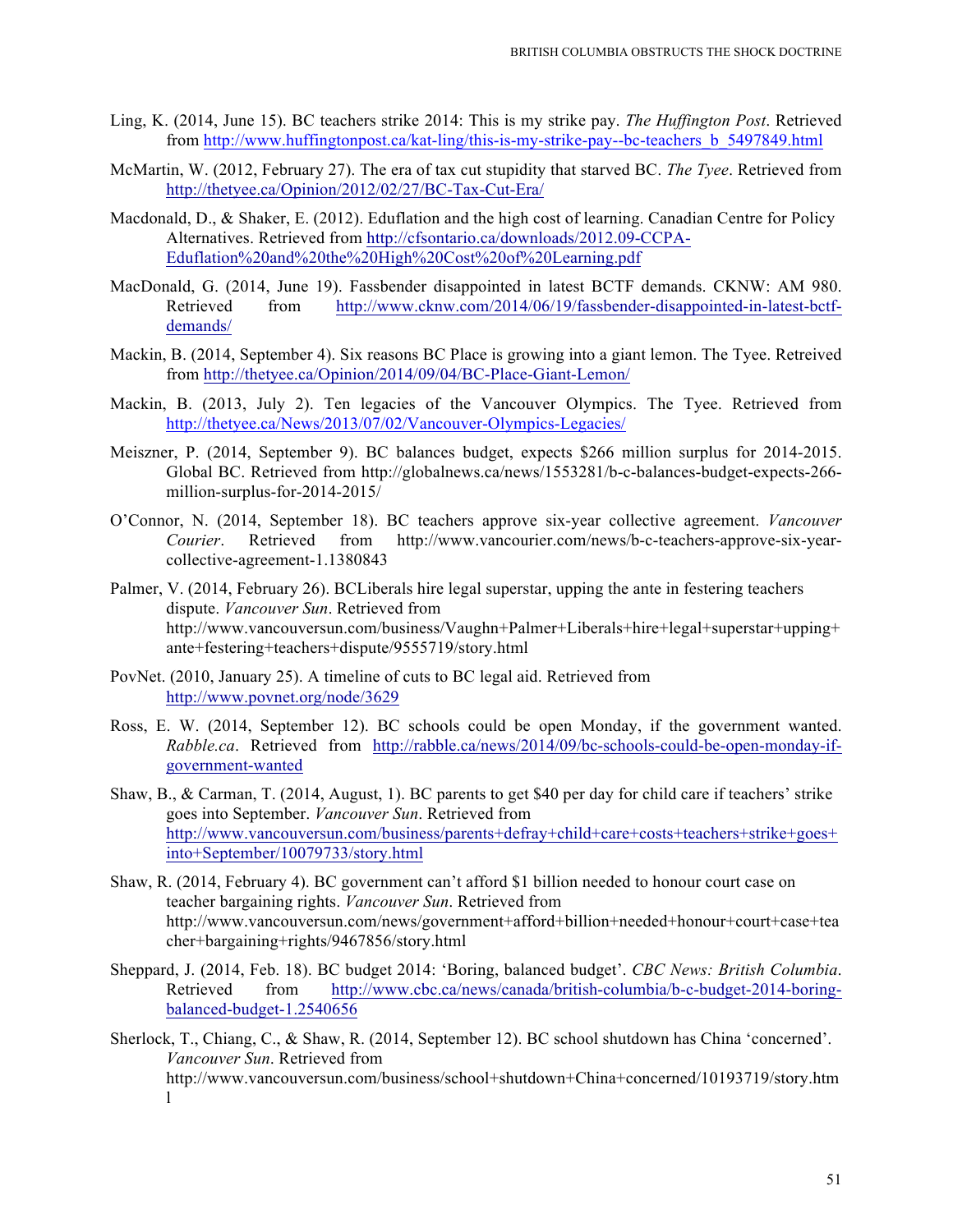Ling, K. (2014, June 15). BC teachers strike 2014: This is my strike pay. *The Huffington Post*. Retrieved from http://www.huffingtonpost.ca/kat-ling/this-is-my-strike-pay--bc-teachers_b_5497849.html

McMartin, W. (2012, February 27). The era of tax cut stupidity that starved BC. *The Tyee*. Retrieved from http://thetyee.ca/Opinion/2012/02/27/BC-Tax-Cut-Era/

Macdonald, D., & Shaker, E. (2012). Eduflation and the high cost of learning. Canadian Centre for Policy Alternatives. Retrieved from http://cfsontario.ca/downloads/2012.09-CCPA-Eduflation%20and%20the%20High%20Cost%20of%20Learning.pdf

MacDonald, G. (2014, June 19). Fassbender disappointed in latest BCTF demands. CKNW: AM 980. Retrieved from http://www.cknw.com/2014/06/19/fassbender-disappointed-in-latest-bctf-demands/

Mackin, B. (2014, September 4). Six reasons BC Place is growing into a giant lemon. The Tyee. Retreived from http://thetyee.ca/Opinion/2014/09/04/BC-Place-Giant-Lemon/

Mackin, B. (2013, July 2). Ten legacies of the Vancouver Olympics. The Tyee. Retrieved from http://thetyee.ca/News/2013/07/02/Vancouver-Olympics-Legacies/

Meiszner, P. (2014, September 9). BC balances budget, expects $266 million surplus for 2014-2015. Global BC. Retrieved from http://globalnews.ca/news/1553281/b-c-balances-budget-expects-266-million-surplus-for-2014-2015/

O'Connor, N. (2014, September 18). BC teachers approve six-year collective agreement. *Vancouver Courier*. Retrieved from http://www.vancourier.com/news/b-c-teachers-approve-six-year-collective-agreement-1.1380843

Palmer, V. (2014, February 26). BCLiberals hire legal superstar, upping the ante in festering teachers dispute. *Vancouver Sun*. Retrieved from http://www.vancouversun.com/business/Vaughn+Palmer+Liberals+hire+legal+superstar+upping+ante+festering+teachers+dispute/9555719/story.html

PovNet. (2010, January 25). A timeline of cuts to BC legal aid. Retrieved from http://www.povnet.org/node/3629

Ross, E. W. (2014, September 12). BC schools could be open Monday, if the government wanted. *Rabble.ca*. Retrieved from http://rabble.ca/news/2014/09/bc-schools-could-be-open-monday-if-government-wanted

Shaw, B., & Carman, T. (2014, August, 1). BC parents to get $40 per day for child care if teachers' strike goes into September. *Vancouver Sun*. Retrieved from http://www.vancouversun.com/business/parents+defray+child+care+costs+teachers+strike+goes+into+September/10079733/story.html

Shaw, R. (2014, February 4). BC government can't afford $1 billion needed to honour court case on teacher bargaining rights. *Vancouver Sun*. Retrieved from http://www.vancouversun.com/news/government+afford+billion+needed+honour+court+case+teacher+bargaining+rights/9467856/story.html

Sheppard, J. (2014, Feb. 18). BC budget 2014: 'Boring, balanced budget'. *CBC News: British Columbia*. Retrieved from http://www.cbc.ca/news/canada/british-columbia/b-c-budget-2014-boring-balanced-budget-1.2540656

Sherlock, T., Chiang, C., & Shaw, R. (2014, September 12). BC school shutdown has China 'concerned'. *Vancouver Sun*. Retrieved from http://www.vancouversun.com/business/school+shutdown+China+concerned/10193719/story.html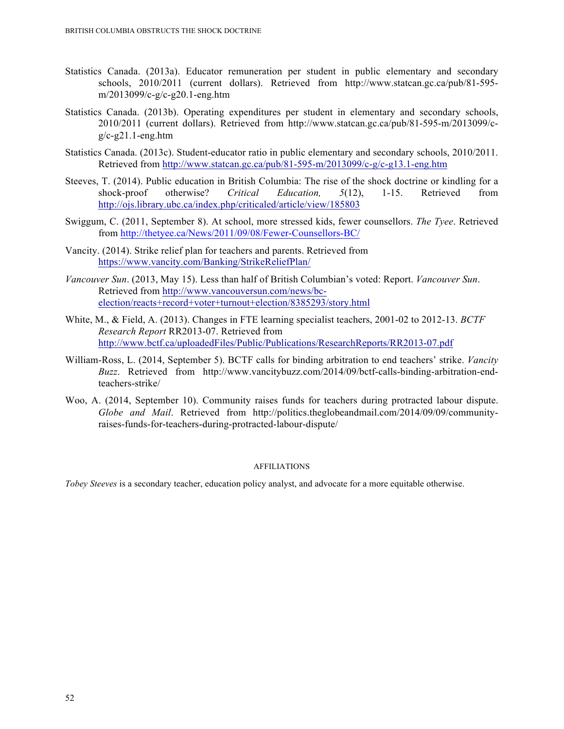Statistics Canada. (2013a). Educator remuneration per student in public elementary and secondary schools, 2010/2011 (current dollars). Retrieved from http://www.statcan.gc.ca/pub/81-595-m/2013099/c-g/c-g20.1-eng.htm

Statistics Canada. (2013b). Operating expenditures per student in elementary and secondary schools, 2010/2011 (current dollars). Retrieved from http://www.statcan.gc.ca/pub/81-595-m/2013099/c-g/c-g21.1-eng.htm

Statistics Canada. (2013c). Student-educator ratio in public elementary and secondary schools, 2010/2011. Retrieved from http://www.statcan.gc.ca/pub/81-595-m/2013099/c-g/c-g13.1-eng.htm

Steeves, T. (2014). Public education in British Columbia: The rise of the shock doctrine or kindling for a shock-proof otherwise? *Critical Education, 5*(12), 1-15. Retrieved from http://ojs.library.ubc.ca/index.php/criticaled/article/view/185803

Swiggum, C. (2011, September 8). At school, more stressed kids, fewer counsellors. *The Tyee*. Retrieved from http://thetyee.ca/News/2011/09/08/Fewer-Counsellors-BC/

Vancity. (2014). Strike relief plan for teachers and parents. Retrieved from https://www.vancity.com/Banking/StrikeReliefPlan/

*Vancouver Sun*. (2013, May 15). Less than half of British Columbian's voted: Report. *Vancouver Sun*. Retrieved from http://www.vancouversun.com/news/bc-election/reacts+record+voter+turnout+election/8385293/story.html

White, M., & Field, A. (2013). Changes in FTE learning specialist teachers, 2001-02 to 2012-13. *BCTF Research Report* RR2013-07. Retrieved from http://www.bctf.ca/uploadedFiles/Public/Publications/ResearchReports/RR2013-07.pdf

William-Ross, L. (2014, September 5). BCTF calls for binding arbitration to end teachers' strike. *Vancity Buzz*. Retrieved from http://www.vancitybuzz.com/2014/09/bctf-calls-binding-arbitration-end-teachers-strike/

Woo, A. (2014, September 10). Community raises funds for teachers during protracted labour dispute. *Globe and Mail*. Retrieved from http://politics.theglobeandmail.com/2014/09/09/community-raises-funds-for-teachers-during-protracted-labour-dispute/

## AFFILIATIONS

*Tobey Steeves* is a secondary teacher, education policy analyst, and advocate for a more equitable otherwise.